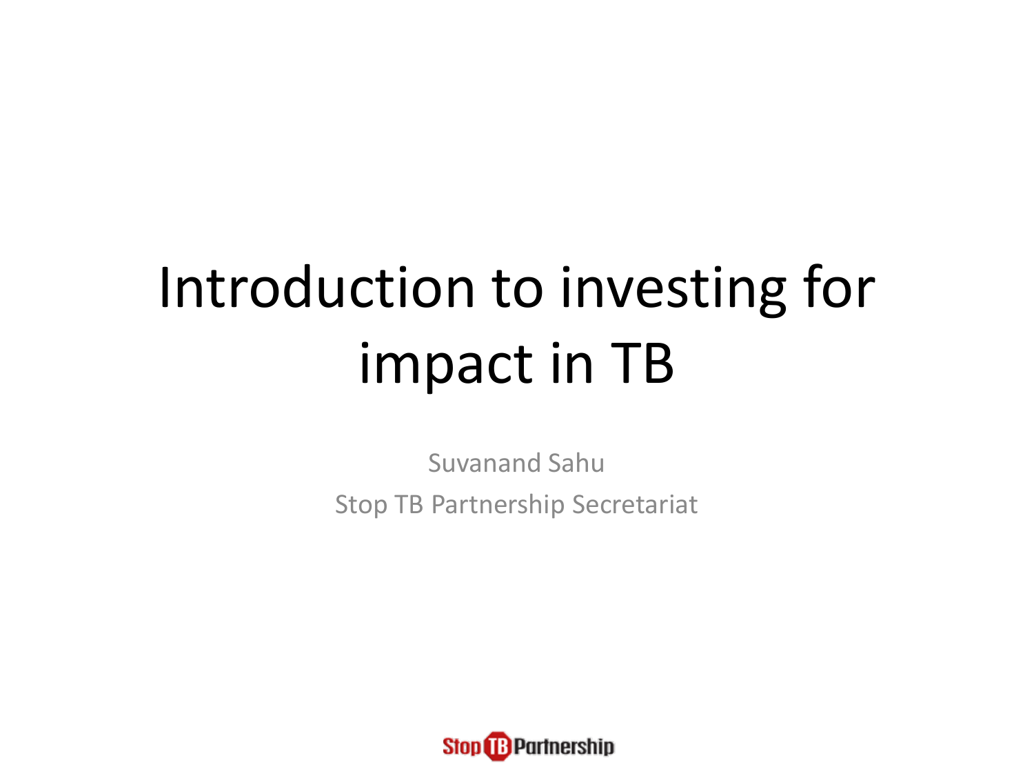# Introduction to investing for impact in TB

Suvanand Sahu

Stop TB Partnership Secretariat

Stop TB Partnership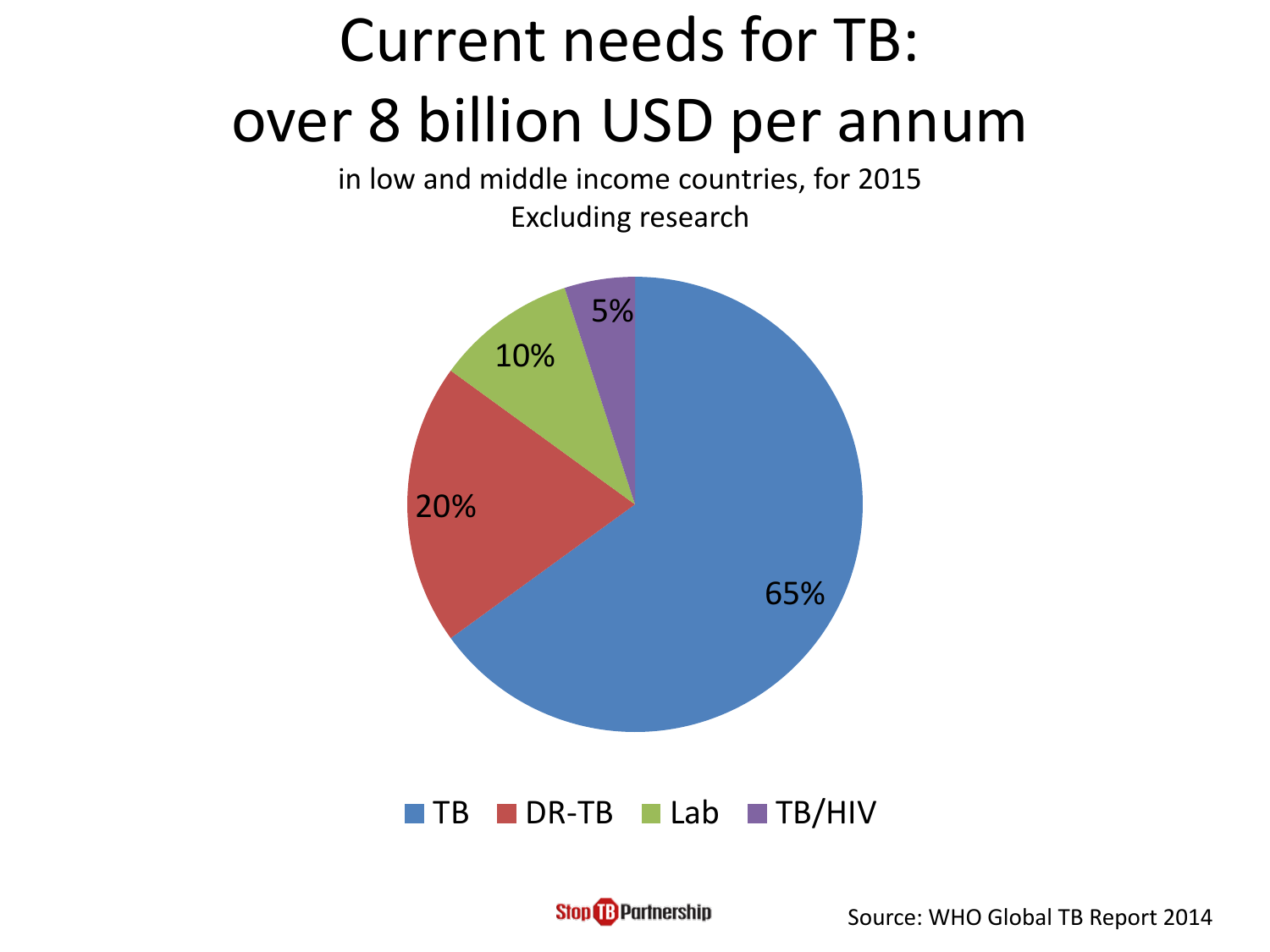# Current needs for TB: over 8 billion USD per annum

in low and middle income countries, for 2015

Excluding research

| Category | Share |
| --- | --- |
| TB | 65% |
| DR-TB | 20% |
| Lab | 10% |
| TB/HIV | 5% |

Stop TB Partnership

Source: WHO Global TB Report 2014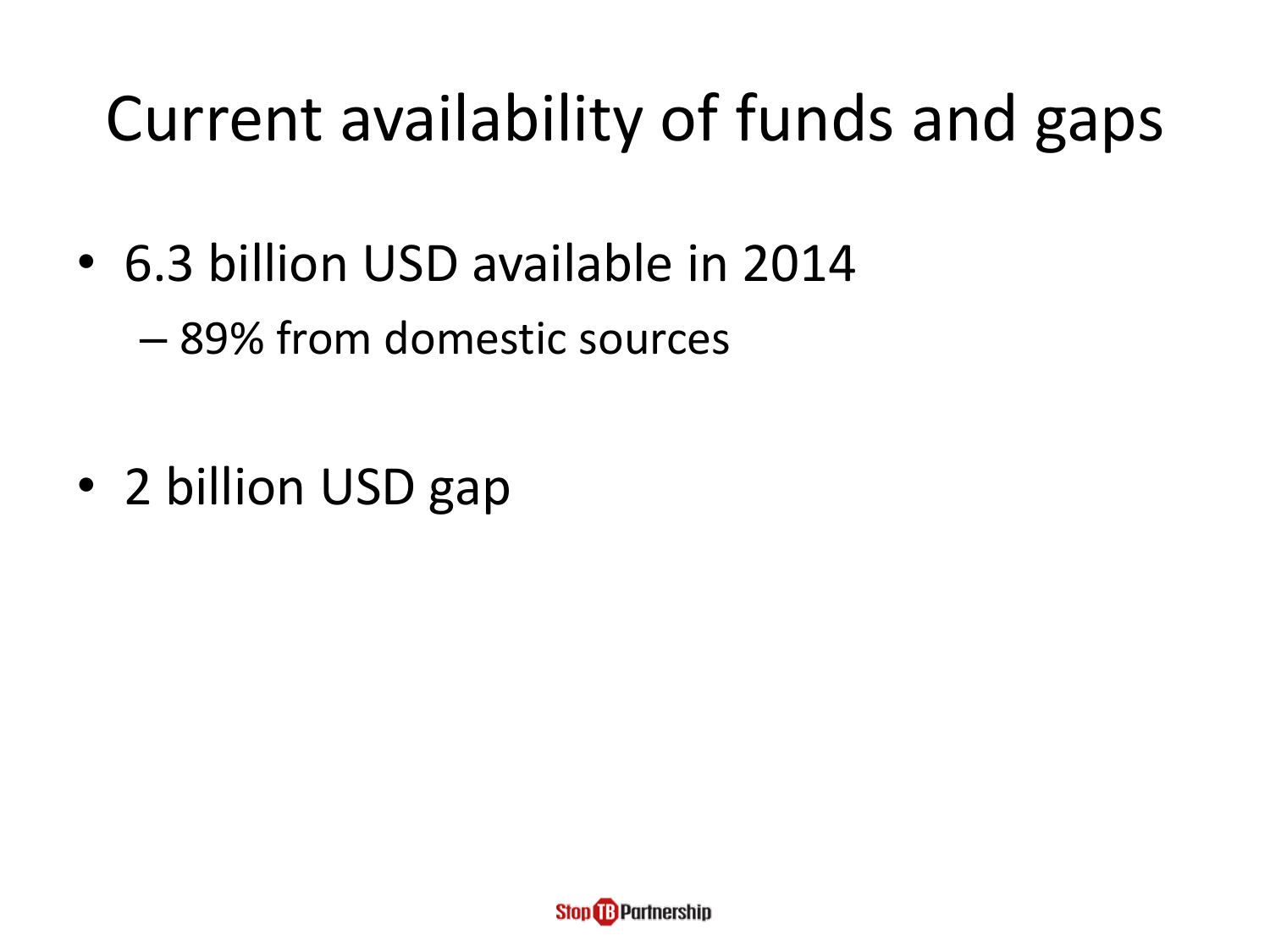# Current availability of funds and gaps

- 6.3 billion USD available in 2014
  - 89% from domestic sources

- 2 billion USD gap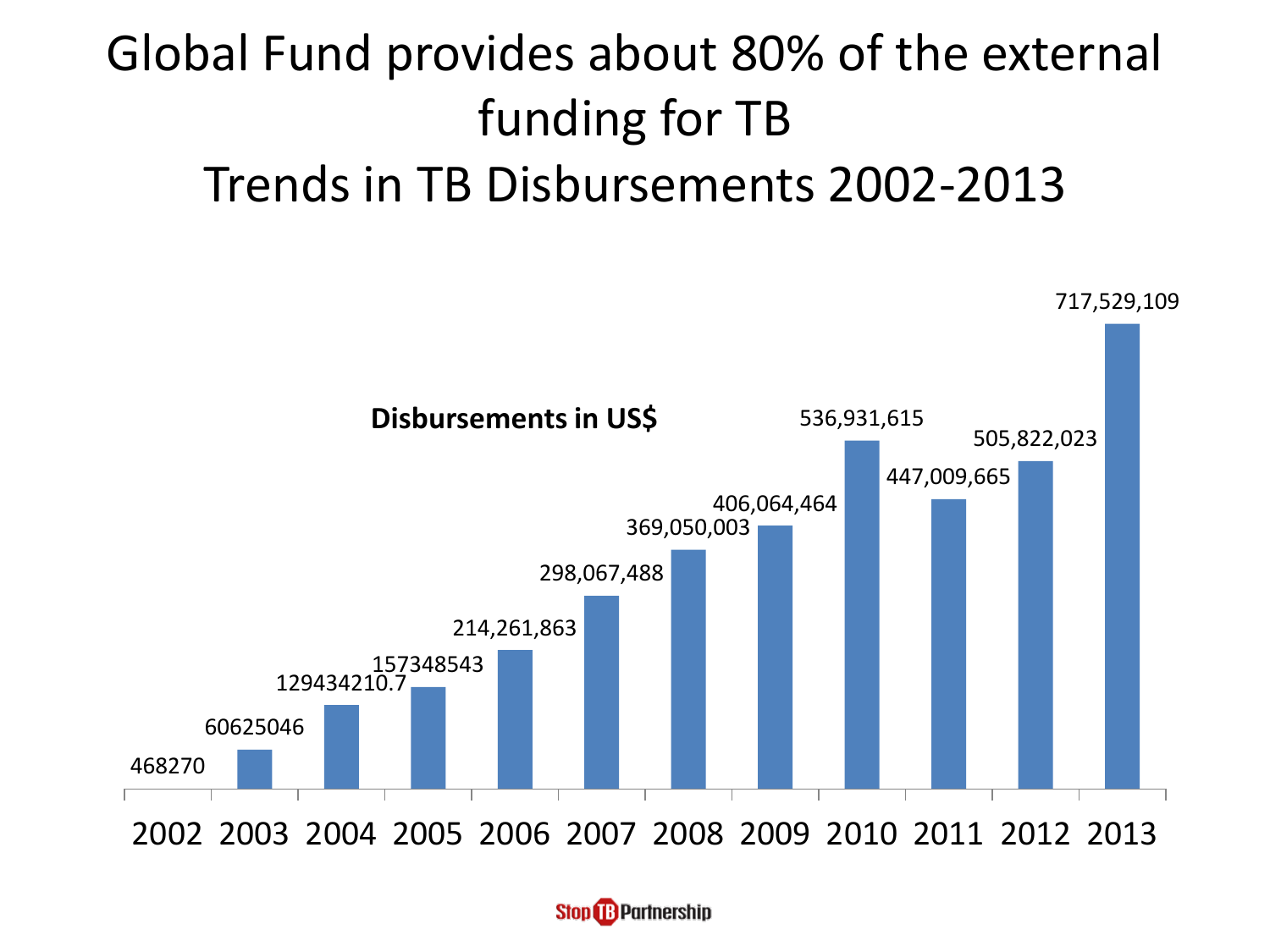# Global Fund provides about 80% of the external funding for TB

## Trends in TB Disbursements 2002-2013

**Disbursements in US$**

| Year | Disbursements in US$ |
| --- | --- |
| 2002 | 468270 |
| 2003 | 60625046 |
| 2004 | 129434210.7 |
| 2005 | 157348543 |
| 2006 | 214,261,863 |
| 2007 | 298,067,488 |
| 2008 | 369,050,003 |
| 2009 | 406,064,464 |
| 2010 | 536,931,615 |
| 2011 | 447,009,665 |
| 2012 | 505,822,023 |
| 2013 | 717,529,109 |

Stop TB Partnership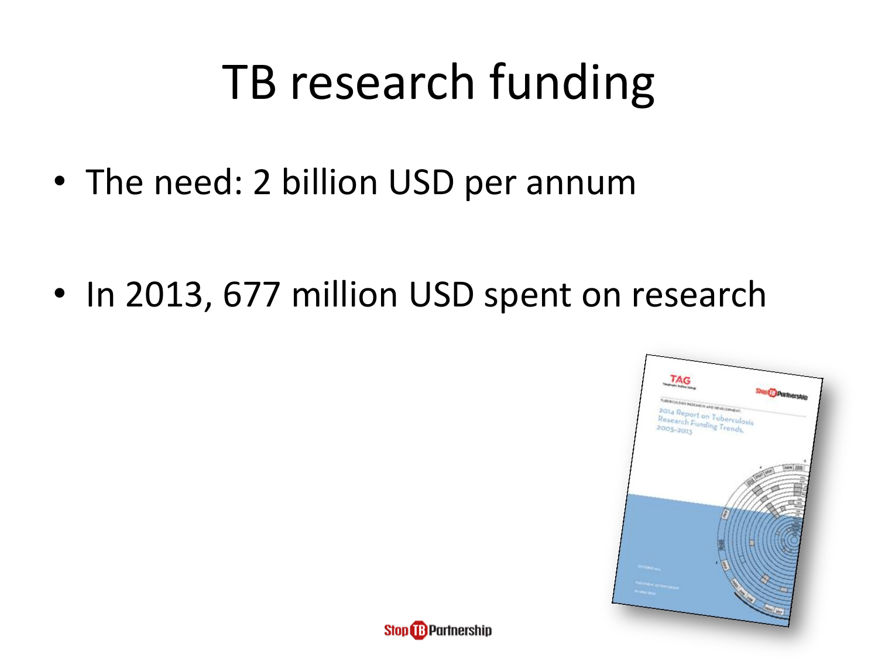# TB research funding

- The need: 2 billion USD per annum
- In 2013, 677 million USD spent on research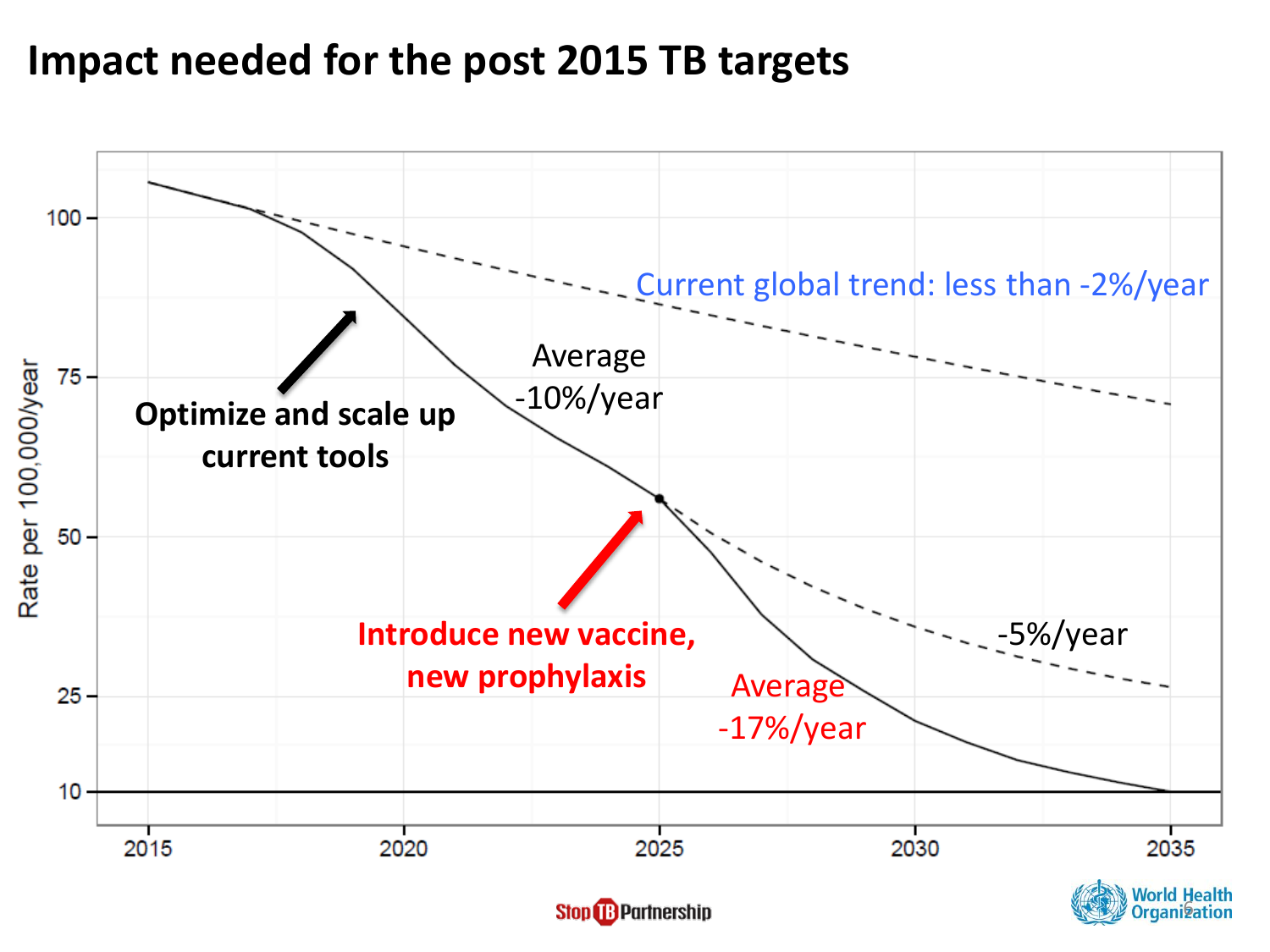# Impact needed for the post 2015 TB targets

Current global trend: less than -2%/year

Average -10%/year

**Optimize and scale up current tools**

**Introduce new vaccine, new prophylaxis**

Average -17%/year

-5%/year

Rate per 100,000/year

| | 2015 | 2020 | 2025 | 2030 | 2035 |
|---|---|---|---|---|---|

Y-axis: 10, 25, 50, 75, 100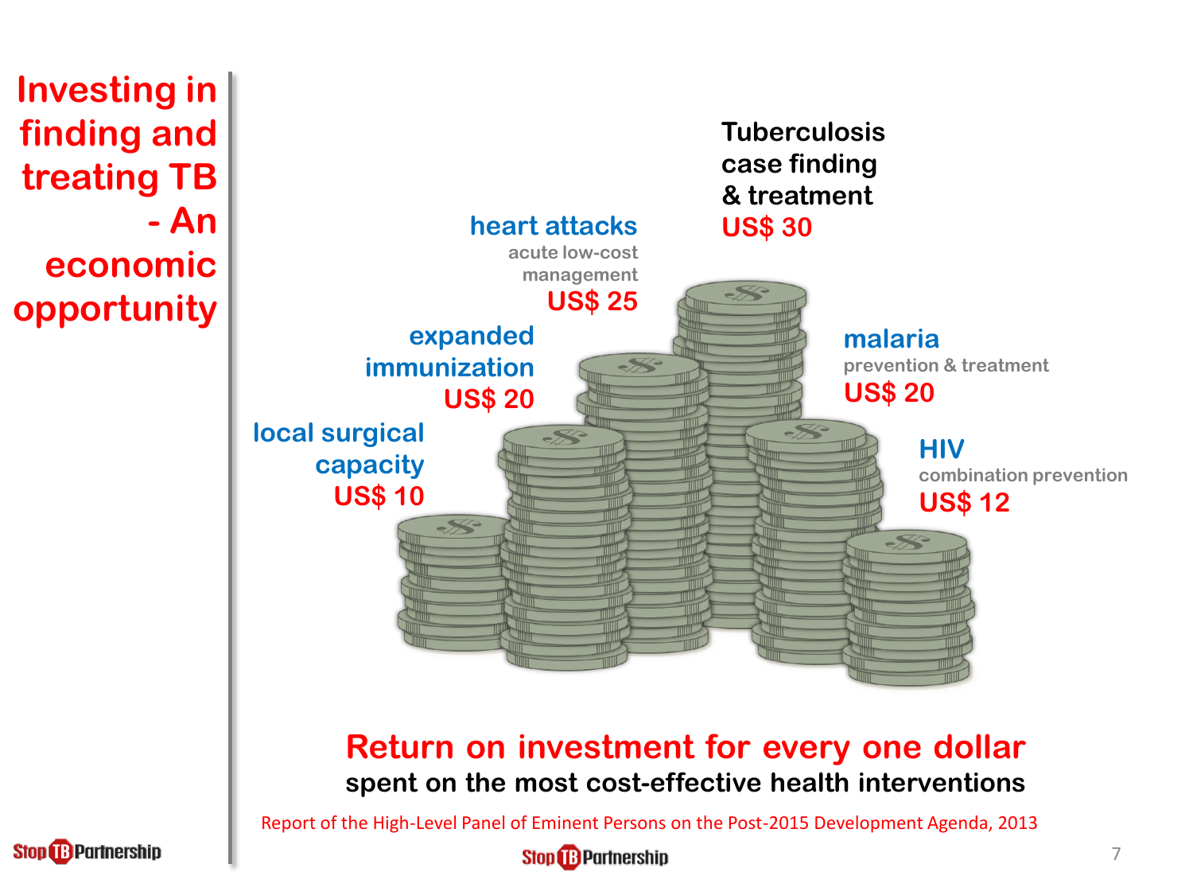# Investing in finding and treating TB - An economic opportunity

**Tuberculosis case finding & treatment**
US$ 30

**heart attacks**
acute low-cost management
US$ 25

**expanded immunization**
US$ 20

**malaria**
prevention & treatment
US$ 20

**local surgical capacity**
US$ 10

**HIV**
combination prevention
US$ 12

## Return on investment for every one dollar

**spent on the most cost-effective health interventions**

Report of the High-Level Panel of Eminent Persons on the Post-2015 Development Agenda, 2013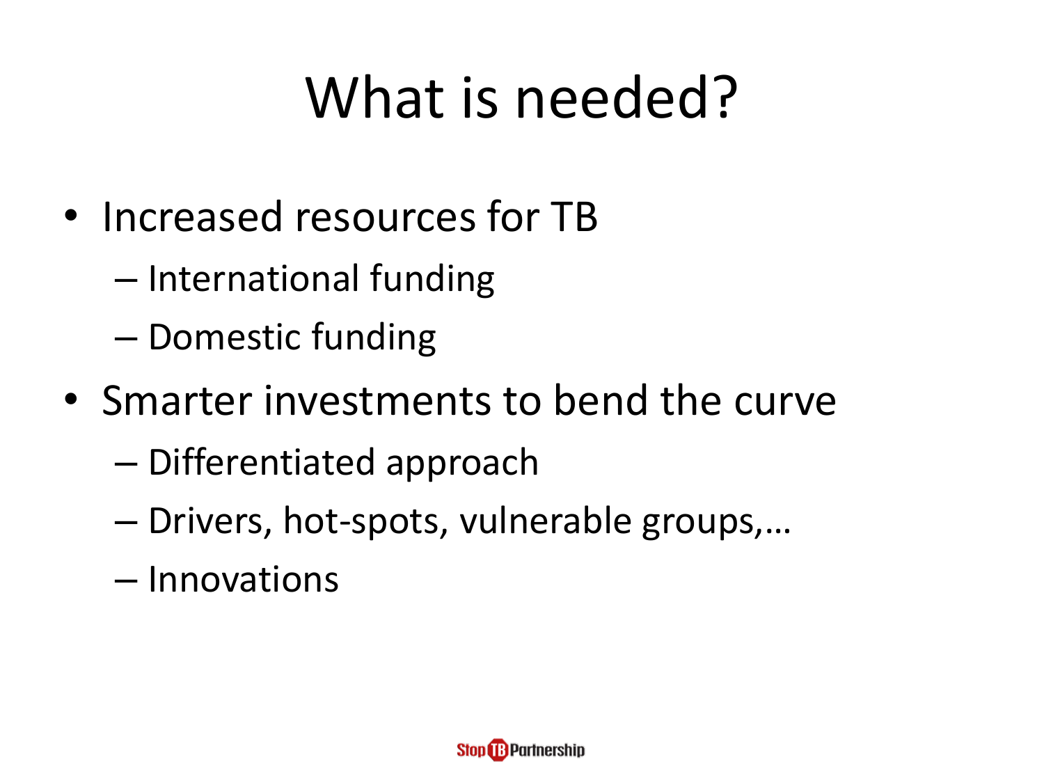# What is needed?

- Increased resources for TB
  - International funding
  - Domestic funding
- Smarter investments to bend the curve
  - Differentiated approach
  - Drivers, hot-spots, vulnerable groups,…
  - Innovations

Stop TB Partnership